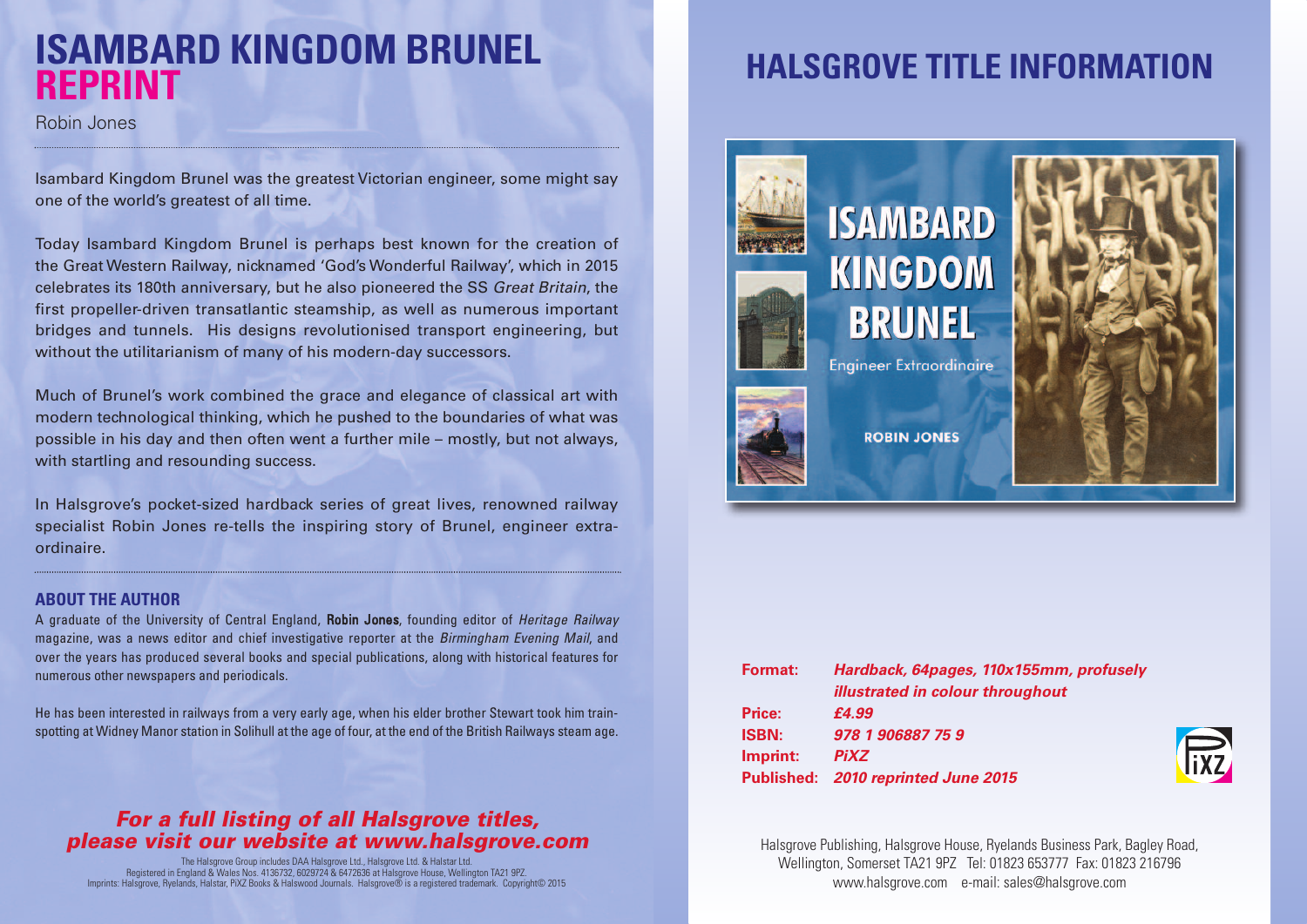# ISAMBARD KINGDOM BRUNEL REPRINT

Robin Jones

Isambard Kingdom Brunel was the greatest Victorian engineer, some might say one of the world's greatest of all time.

Today Isambard Kingdom Brunel is perhaps best known for the creation of the Great Western Railway, nicknamed 'God's Wonderful Railway', which in 2015 celebrates its 180th anniversary, but he also pioneered the SS *Great Britain*, the first propeller-driven transatlantic steamship, as well as numerous important bridges and tunnels. His designs revolutionised transport engineering, but without the utilitarianism of many of his modern-day successors.

Much of Brunel's work combined the grace and elegance of classical art with modern technological thinking, which he pushed to the boundaries of what was possible in his day and then often went a further mile – mostly, but not always, with startling and resounding success.

In Halsgrove's pocket-sized hardback series of great lives, renowned railway specialist Robin Jones re-tells the inspiring story of Brunel, engineer extra-ordinaire.

### ABOUT THE AUTHOR

A graduate of the University of Central England, **Robin Jones**, founding editor of *Heritage Railway* magazine, was a news editor and chief investigative reporter at the *Birmingham Evening Mail*, and over the years has produced several books and special publications, along with historical features for numerous other newspapers and periodicals.

He has been interested in railways from a very early age, when his elder brother Stewart took him train-spotting at Widney Manor station in Solihull at the age of four, at the end of the British Railways steam age.

***For a full listing of all Halsgrove titles, please visit our website at www.halsgrove.com***

The Halsgrove Group includes DAA Halsgrove Ltd., Halsgrove Ltd. & Halstar Ltd.
Registered in England & Wales Nos. 4136732, 6029724 & 6472636 at Halsgrove House, Wellington TA21 9PZ.
Imprints: Halsgrove, Ryelands, Halstar, PiXZ Books & Halswood Journals. Halsgrove® is a registered trademark. Copyright© 2015

# HALSGROVE TITLE INFORMATION

ISAMBARD KINGDOM BRUNEL

Engineer Extraordinaire

ROBIN JONES

**Format:** ***Hardback, 64pages, 110x155mm, profusely illustrated in colour throughout***
**Price:** ***£4.99***
**ISBN:** ***978 1 906887 75 9***
**Imprint:** ***PiXZ***
**Published:** ***2010 reprinted June 2015***

PiXZ

Halsgrove Publishing, Halsgrove House, Ryelands Business Park, Bagley Road, Wellington, Somerset TA21 9PZ Tel: 01823 653777 Fax: 01823 216796
www.halsgrove.com e-mail: sales@halsgrove.com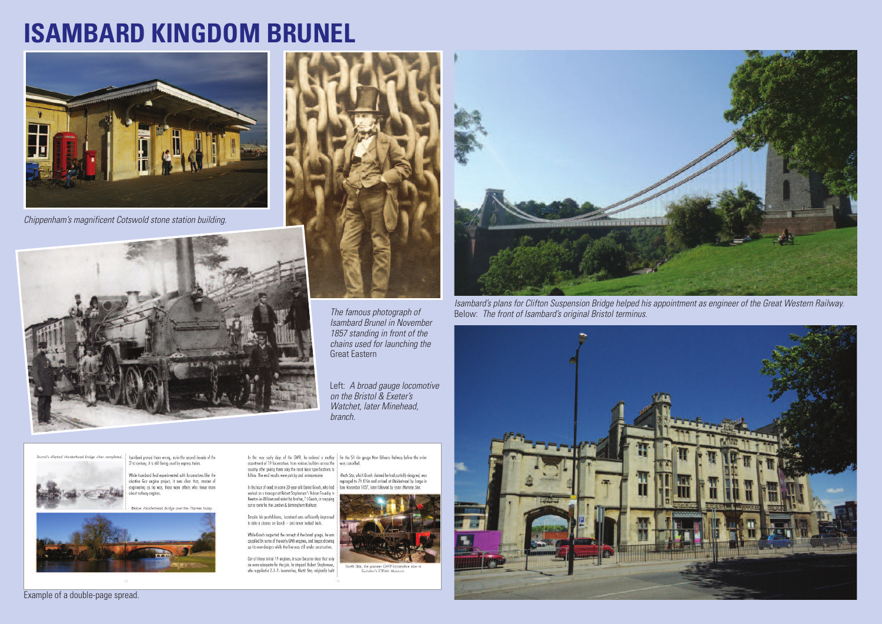# ISAMBARD KINGDOM BRUNEL

*Chippenham's magnificent Cotswold stone station building.*

*The famous photograph of Isambard Brunel in November 1857 standing in front of the chains used for launching the* Great Eastern

Left: *A broad gauge locomotive on the Bristol & Exeter's Watchet, later Minehead, branch.*

*Isambard's plans for Clifton Suspension Bridge helped his appointment as engineer of the Great Western Railway.*

Below: *The front of Isambard's original Bristol terminus.*

*Brunel's elliptical Maidenhead bridge when completed.*

Isambard proved them wrong, as in the second decade of the 21st century, it's still being used by express trains.

While Isambard had experimented with locomotives like the abortive Gaz engine project, it was clear that, master of engineering as he was, there were others who knew more about railway engines.

*Below: Maidenhead Bridge over the Thames today.*

In the very early days of the GWR, he ordered a motley assortment of 19 locomotives from various builders across the country after giving them only the most basic specifications to follow. The end results were patchy and unimpressive.

In his hour of need, in came 20-year-old Daniel Gooch, who had worked as a teenager at Robert Stephenson's Vulcan Foundry in Newton-le-Willows and aided his brother, T.L.Gooch, in mapping out a route for the London & Birmingham Railway.

Despite his youthfulness, Isambard was sufficiently impressed to take a chance on Gooch – and never looked back.

While Gooch supported the concept of the broad gauge, he was appalled by some of the early GWR engines, and began drawing up his own designs while the line was still under construction.

Out of those initial 19 engines, it soon became clear that only six were adequate for the job. In stepped Robert Stephenson, who supplied a 2-2-2 locomotive, *North Star*, originally built for the 5ft 6in gauge New Orleans Railway before the order was cancelled.

*North Star*, which Gooch claimed he had partially designed, was regauged to 7ft 0¼in and arrived at Maidenhead by barge in late November 1837, later followed by sister *Morning Star*.

*North Star, the pioneer GWR locomotive now in Swindon's STEAM Museum.*

Example of a double-page spread.